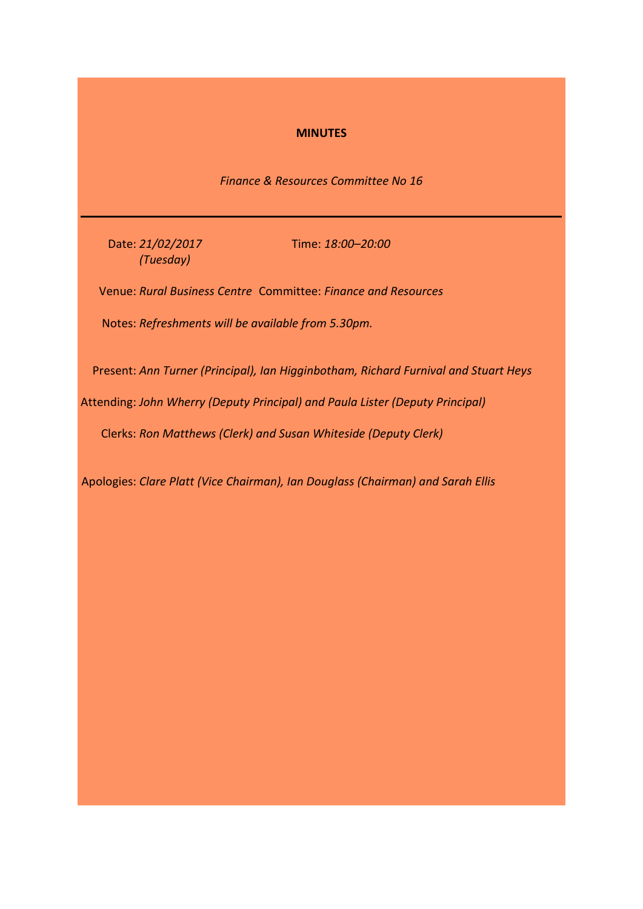**MINUTES**

*Finance & Resources Committee No 16*

---

Date: *21/02/2017 (Tuesday)*

Time: *18:00–20:00*

Venue: *Rural Business Centre*

Committee: *Finance and Resources*

Notes: *Refreshments will be available from 5.30pm.*

Present: *Ann Turner (Principal), Ian Higginbotham, Richard Furnival and Stuart Heys*

Attending: *John Wherry (Deputy Principal) and Paula Lister (Deputy Principal)*

Clerks: *Ron Matthews (Clerk) and Susan Whiteside (Deputy Clerk)*

Apologies: *Clare Platt (Vice Chairman), Ian Douglass (Chairman) and Sarah Ellis*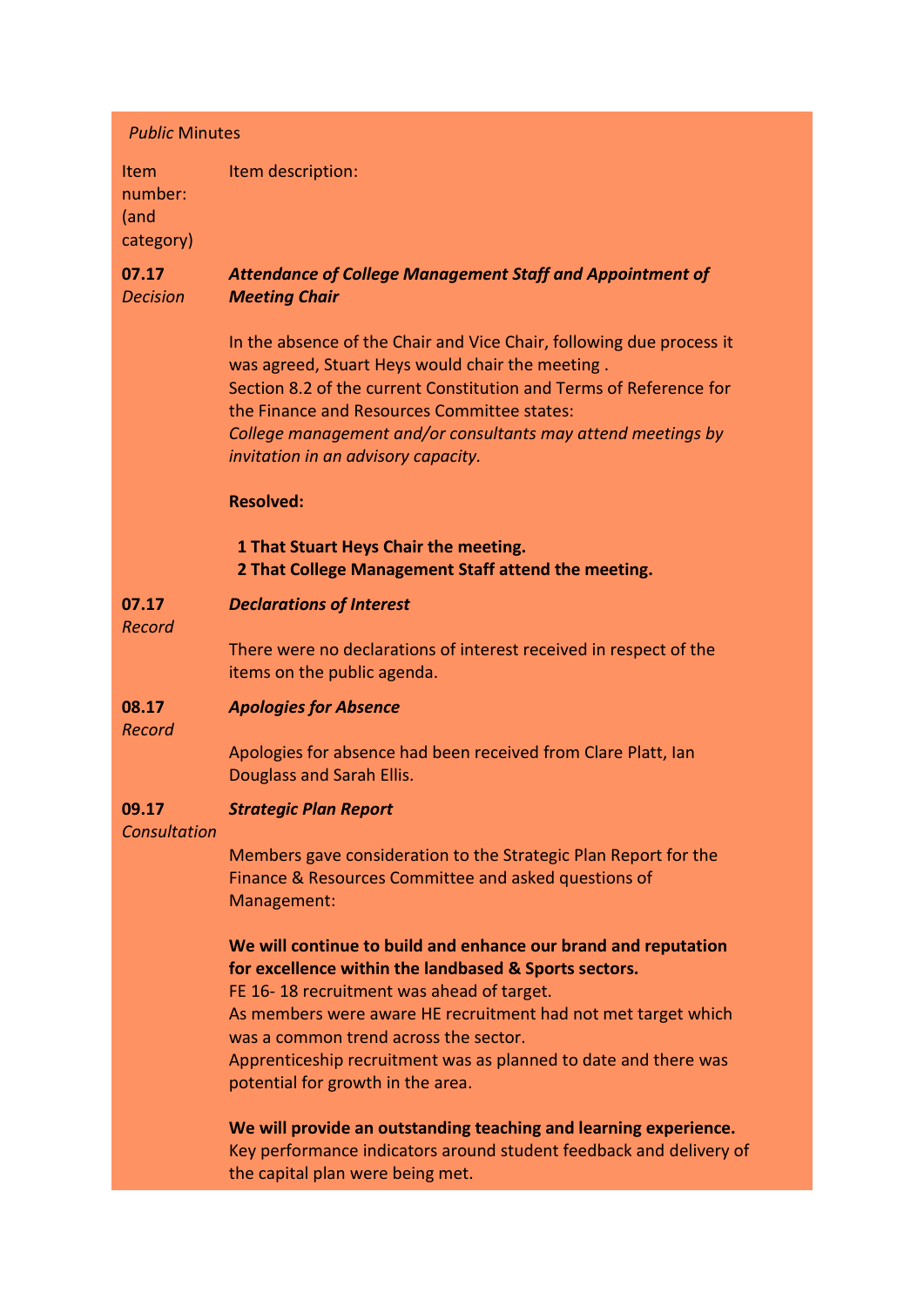*Public* Minutes

| Item number: (and category) | Item description: |
|---|---|
| **07.17** *Decision* | ***Attendance of College Management Staff and Appointment of Meeting Chair*** <br><br> In the absence of the Chair and Vice Chair, following due process it was agreed, Stuart Heys would chair the meeting . <br> Section 8.2 of the current Constitution and Terms of Reference for the Finance and Resources Committee states: <br> *College management and/or consultants may attend meetings by invitation in an advisory capacity.* <br><br> **Resolved:** <br><br> **1 That Stuart Heys Chair the meeting.** <br> **2 That College Management Staff attend the meeting.** |
| **07.17** *Record* | ***Declarations of Interest*** <br><br> There were no declarations of interest received in respect of the items on the public agenda. |
| **08.17** *Record* | ***Apologies for Absence*** <br><br> Apologies for absence had been received from Clare Platt, Ian Douglass and Sarah Ellis. |
| **09.17** *Consultation* | ***Strategic Plan Report*** <br><br> Members gave consideration to the Strategic Plan Report for the Finance & Resources Committee and asked questions of Management: <br><br> **We will continue to build and enhance our brand and reputation for excellence within the landbased & Sports sectors.** <br> FE 16- 18 recruitment was ahead of target. <br> As members were aware HE recruitment had not met target which was a common trend across the sector. <br> Apprenticeship recruitment was as planned to date and there was potential for growth in the area. <br><br> **We will provide an outstanding teaching and learning experience.** <br> Key performance indicators around student feedback and delivery of the capital plan were being met. |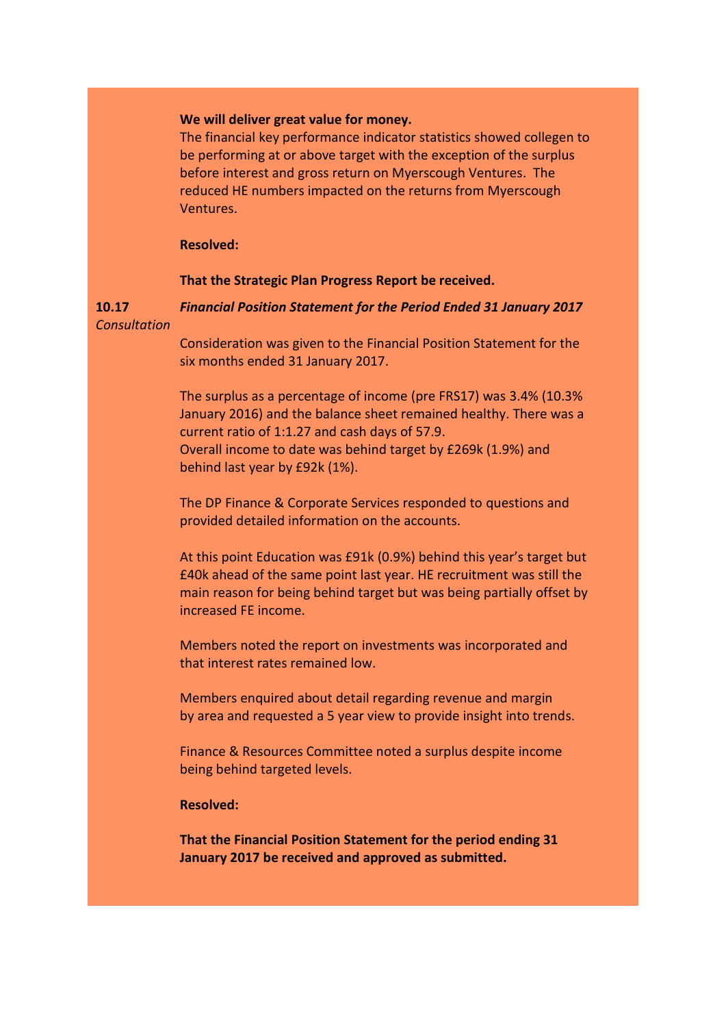**We will deliver great value for money.**

The financial key performance indicator statistics showed collegen to be performing at or above target with the exception of the surplus before interest and gross return on Myerscough Ventures. The reduced HE numbers impacted on the returns from Myerscough Ventures.

**Resolved:**

**That the Strategic Plan Progress Report be received.**

**10.17** *Consultation*

***Financial Position Statement for the Period Ended 31 January 2017***

Consideration was given to the Financial Position Statement for the six months ended 31 January 2017.

The surplus as a percentage of income (pre FRS17) was 3.4% (10.3% January 2016) and the balance sheet remained healthy. There was a current ratio of 1:1.27 and cash days of 57.9.
Overall income to date was behind target by £269k (1.9%) and behind last year by £92k (1%).

The DP Finance & Corporate Services responded to questions and provided detailed information on the accounts.

At this point Education was £91k (0.9%) behind this year's target but £40k ahead of the same point last year. HE recruitment was still the main reason for being behind target but was being partially offset by increased FE income.

Members noted the report on investments was incorporated and that interest rates remained low.

Members enquired about detail regarding revenue and margin by area and requested a 5 year view to provide insight into trends.

Finance & Resources Committee noted a surplus despite income being behind targeted levels.

**Resolved:**

**That the Financial Position Statement for the period ending 31 January 2017 be received and approved as submitted.**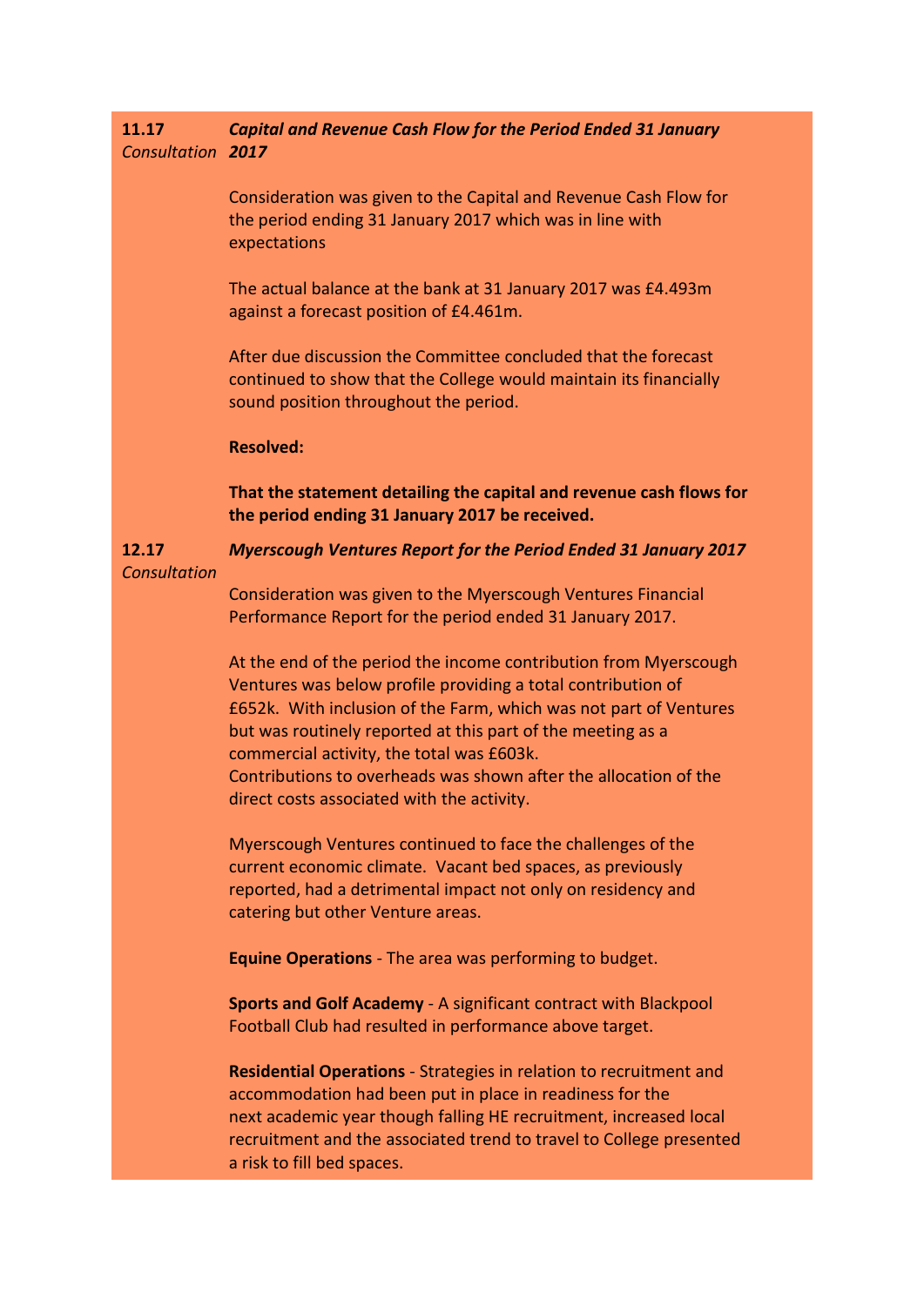**11.17** *Consultation* ***Capital and Revenue Cash Flow for the Period Ended 31 January 2017***

Consideration was given to the Capital and Revenue Cash Flow for the period ending 31 January 2017 which was in line with expectations

The actual balance at the bank at 31 January 2017 was £4.493m against a forecast position of £4.461m.

After due discussion the Committee concluded that the forecast continued to show that the College would maintain its financially sound position throughout the period.

**Resolved:**

**That the statement detailing the capital and revenue cash flows for the period ending 31 January 2017 be received.**

**12.17** *Consultation* ***Myerscough Ventures Report for the Period Ended 31 January 2017***

Consideration was given to the Myerscough Ventures Financial Performance Report for the period ended 31 January 2017.

At the end of the period the income contribution from Myerscough Ventures was below profile providing a total contribution of £652k. With inclusion of the Farm, which was not part of Ventures but was routinely reported at this part of the meeting as a commercial activity, the total was £603k.
Contributions to overheads was shown after the allocation of the direct costs associated with the activity.

Myerscough Ventures continued to face the challenges of the current economic climate. Vacant bed spaces, as previously reported, had a detrimental impact not only on residency and catering but other Venture areas.

**Equine Operations** - The area was performing to budget.

**Sports and Golf Academy** - A significant contract with Blackpool Football Club had resulted in performance above target.

**Residential Operations** - Strategies in relation to recruitment and accommodation had been put in place in readiness for the next academic year though falling HE recruitment, increased local recruitment and the associated trend to travel to College presented a risk to fill bed spaces.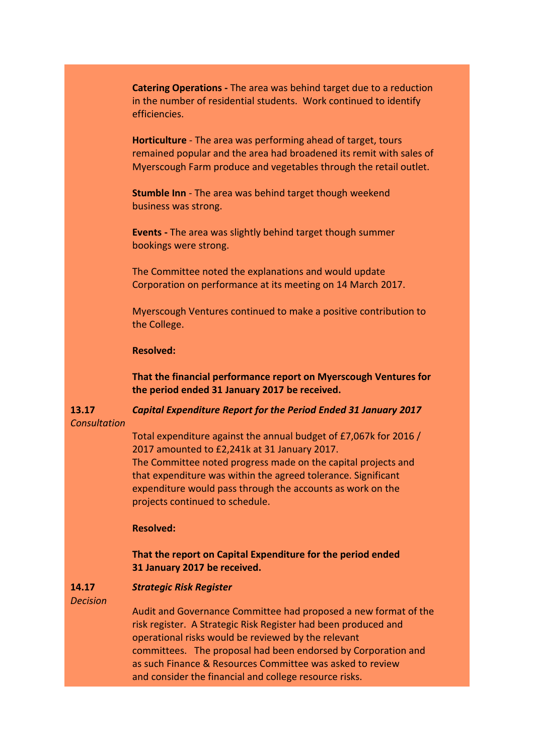**Catering Operations -** The area was behind target due to a reduction in the number of residential students. Work continued to identify efficiencies.

**Horticulture** - The area was performing ahead of target, tours remained popular and the area had broadened its remit with sales of Myerscough Farm produce and vegetables through the retail outlet.

**Stumble Inn** - The area was behind target though weekend business was strong.

**Events -** The area was slightly behind target though summer bookings were strong.

The Committee noted the explanations and would update Corporation on performance at its meeting on 14 March 2017.

Myerscough Ventures continued to make a positive contribution to the College.

**Resolved:**

**That the financial performance report on Myerscough Ventures for the period ended 31 January 2017 be received.**

**13.17** *Consultation*

***Capital Expenditure Report for the Period Ended 31 January 2017***

Total expenditure against the annual budget of £7,067k for 2016 / 2017 amounted to £2,241k at 31 January 2017.
The Committee noted progress made on the capital projects and that expenditure was within the agreed tolerance. Significant expenditure would pass through the accounts as work on the projects continued to schedule.

**Resolved:**

**That the report on Capital Expenditure for the period ended 31 January 2017 be received.**

**14.17** *Decision*

***Strategic Risk Register***

Audit and Governance Committee had proposed a new format of the risk register. A Strategic Risk Register had been produced and operational risks would be reviewed by the relevant committees. The proposal had been endorsed by Corporation and as such Finance & Resources Committee was asked to review and consider the financial and college resource risks.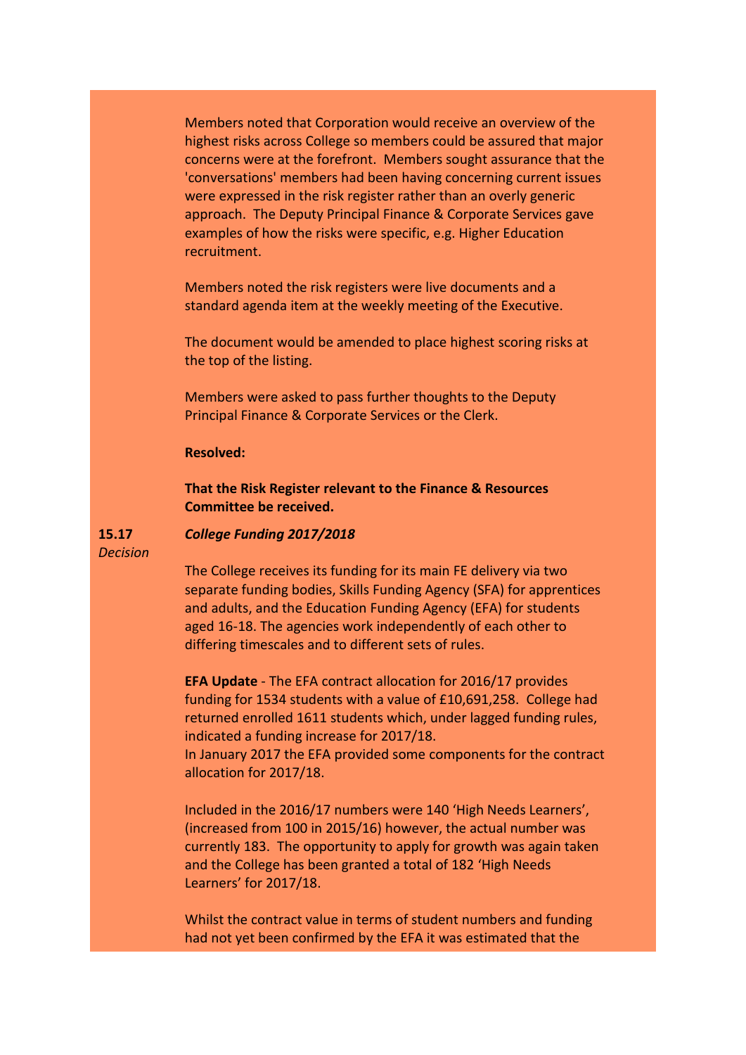Members noted that Corporation would receive an overview of the highest risks across College so members could be assured that major concerns were at the forefront. Members sought assurance that the 'conversations' members had been having concerning current issues were expressed in the risk register rather than an overly generic approach. The Deputy Principal Finance & Corporate Services gave examples of how the risks were specific, e.g. Higher Education recruitment.

Members noted the risk registers were live documents and a standard agenda item at the weekly meeting of the Executive.

The document would be amended to place highest scoring risks at the top of the listing.

Members were asked to pass further thoughts to the Deputy Principal Finance & Corporate Services or the Clerk.

**Resolved:**

**That the Risk Register relevant to the Finance & Resources Committee be received.**

**15.17** *Decision*

***College Funding 2017/2018***

The College receives its funding for its main FE delivery via two separate funding bodies, Skills Funding Agency (SFA) for apprentices and adults, and the Education Funding Agency (EFA) for students aged 16-18. The agencies work independently of each other to differing timescales and to different sets of rules.

**EFA Update** - The EFA contract allocation for 2016/17 provides funding for 1534 students with a value of £10,691,258. College had returned enrolled 1611 students which, under lagged funding rules, indicated a funding increase for 2017/18.
In January 2017 the EFA provided some components for the contract allocation for 2017/18.

Included in the 2016/17 numbers were 140 'High Needs Learners', (increased from 100 in 2015/16) however, the actual number was currently 183. The opportunity to apply for growth was again taken and the College has been granted a total of 182 'High Needs Learners' for 2017/18.

Whilst the contract value in terms of student numbers and funding had not yet been confirmed by the EFA it was estimated that the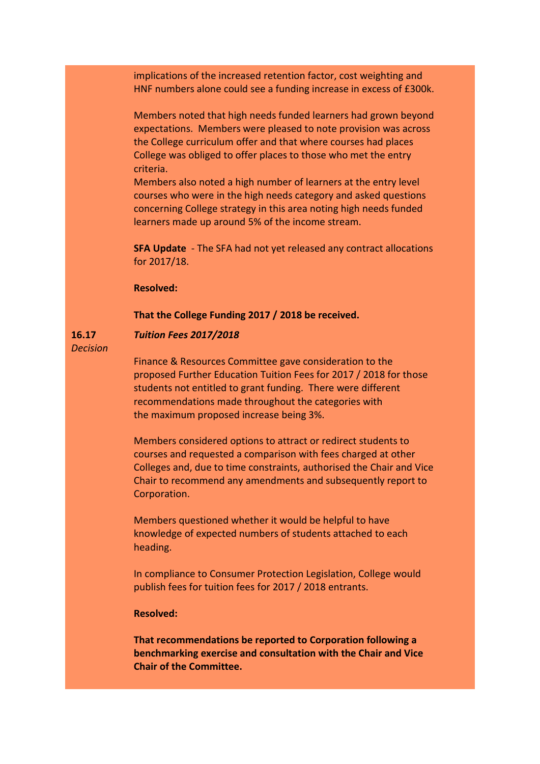implications of the increased retention factor, cost weighting and HNF numbers alone could see a funding increase in excess of £300k.

Members noted that high needs funded learners had grown beyond expectations. Members were pleased to note provision was across the College curriculum offer and that where courses had places College was obliged to offer places to those who met the entry criteria.
Members also noted a high number of learners at the entry level courses who were in the high needs category and asked questions concerning College strategy in this area noting high needs funded learners made up around 5% of the income stream.

**SFA Update** - The SFA had not yet released any contract allocations for 2017/18.

**Resolved:**

**That the College Funding 2017 / 2018 be received.**

**16.17** *Decision*

***Tuition Fees 2017/2018***

Finance & Resources Committee gave consideration to the proposed Further Education Tuition Fees for 2017 / 2018 for those students not entitled to grant funding. There were different recommendations made throughout the categories with the maximum proposed increase being 3%.

Members considered options to attract or redirect students to courses and requested a comparison with fees charged at other Colleges and, due to time constraints, authorised the Chair and Vice Chair to recommend any amendments and subsequently report to Corporation.

Members questioned whether it would be helpful to have knowledge of expected numbers of students attached to each heading.

In compliance to Consumer Protection Legislation, College would publish fees for tuition fees for 2017 / 2018 entrants.

**Resolved:**

**That recommendations be reported to Corporation following a benchmarking exercise and consultation with the Chair and Vice Chair of the Committee.**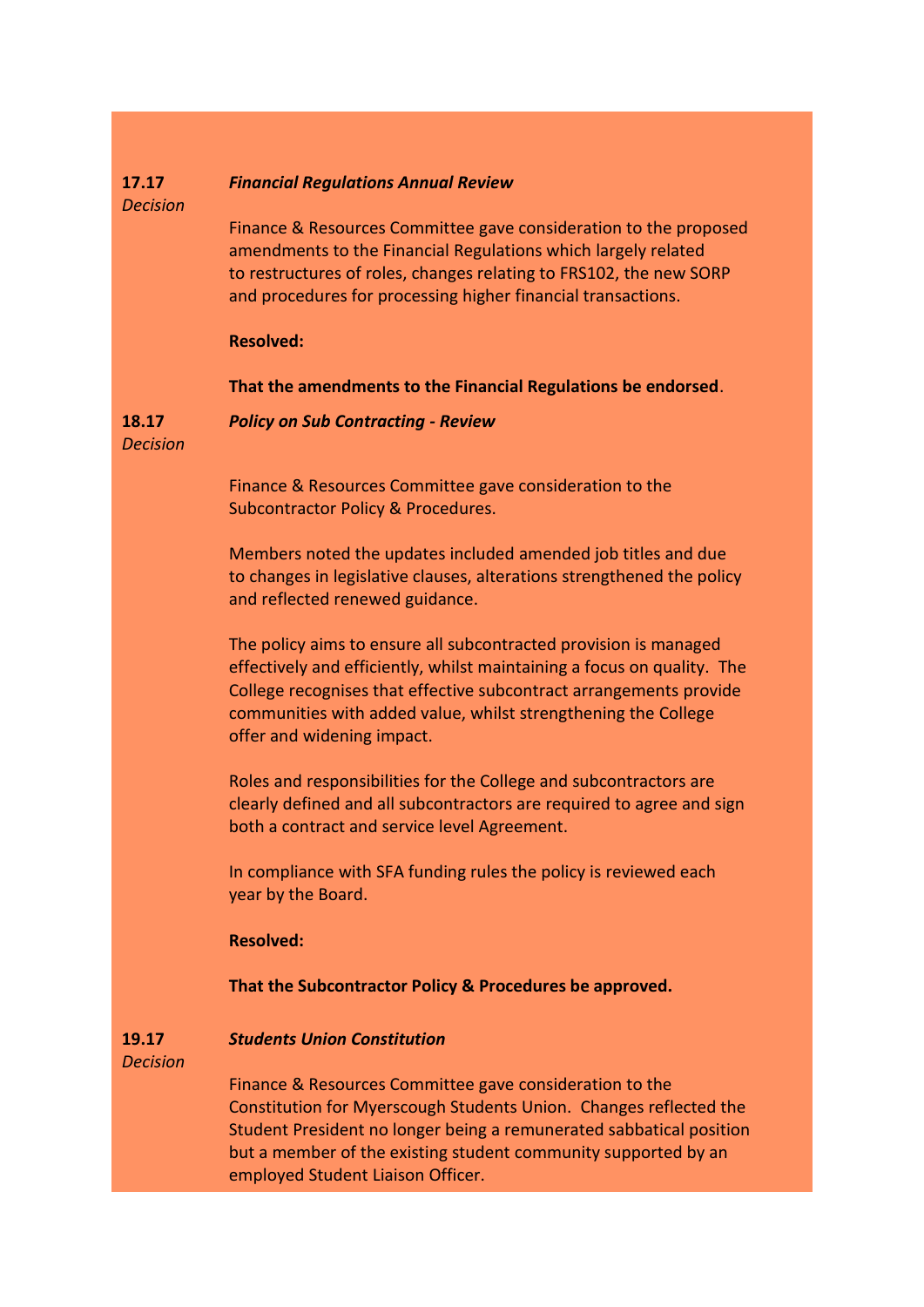**17.17** *Decision*

***Financial Regulations Annual Review***

Finance & Resources Committee gave consideration to the proposed amendments to the Financial Regulations which largely related to restructures of roles, changes relating to FRS102, the new SORP and procedures for processing higher financial transactions.

**Resolved:**

**That the amendments to the Financial Regulations be endorsed**.

**18.17** *Decision*

***Policy on Sub Contracting - Review***

Finance & Resources Committee gave consideration to the Subcontractor Policy & Procedures.

Members noted the updates included amended job titles and due to changes in legislative clauses, alterations strengthened the policy and reflected renewed guidance.

The policy aims to ensure all subcontracted provision is managed effectively and efficiently, whilst maintaining a focus on quality. The College recognises that effective subcontract arrangements provide communities with added value, whilst strengthening the College offer and widening impact.

Roles and responsibilities for the College and subcontractors are clearly defined and all subcontractors are required to agree and sign both a contract and service level Agreement.

In compliance with SFA funding rules the policy is reviewed each year by the Board.

**Resolved:**

**That the Subcontractor Policy & Procedures be approved.**

**19.17** *Decision*

***Students Union Constitution***

Finance & Resources Committee gave consideration to the Constitution for Myerscough Students Union. Changes reflected the Student President no longer being a remunerated sabbatical position but a member of the existing student community supported by an employed Student Liaison Officer.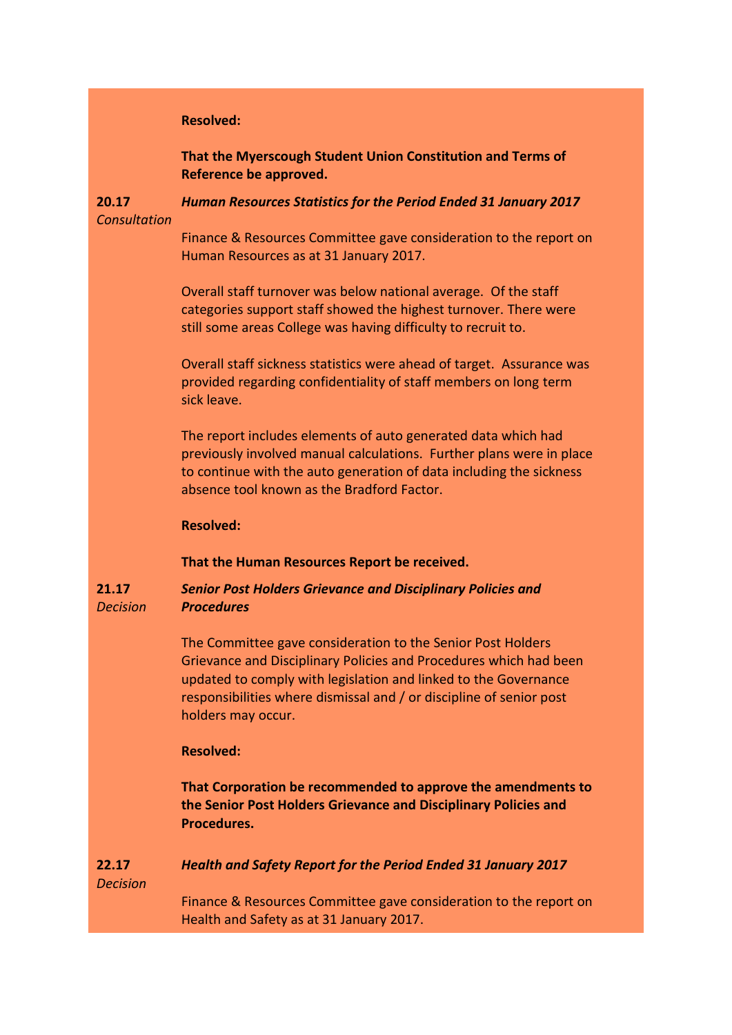**Resolved:**

**That the Myerscough Student Union Constitution and Terms of Reference be approved.**

**20.17** *Consultation*

***Human Resources Statistics for the Period Ended 31 January 2017***

Finance & Resources Committee gave consideration to the report on Human Resources as at 31 January 2017.

Overall staff turnover was below national average. Of the staff categories support staff showed the highest turnover. There were still some areas College was having difficulty to recruit to.

Overall staff sickness statistics were ahead of target. Assurance was provided regarding confidentiality of staff members on long term sick leave.

The report includes elements of auto generated data which had previously involved manual calculations. Further plans were in place to continue with the auto generation of data including the sickness absence tool known as the Bradford Factor.

**Resolved:**

**That the Human Resources Report be received.**

**21.17** *Decision*

***Senior Post Holders Grievance and Disciplinary Policies and Procedures***

The Committee gave consideration to the Senior Post Holders Grievance and Disciplinary Policies and Procedures which had been updated to comply with legislation and linked to the Governance responsibilities where dismissal and / or discipline of senior post holders may occur.

**Resolved:**

**That Corporation be recommended to approve the amendments to the Senior Post Holders Grievance and Disciplinary Policies and Procedures.**

**22.17** *Decision*

***Health and Safety Report for the Period Ended 31 January 2017***

Finance & Resources Committee gave consideration to the report on Health and Safety as at 31 January 2017.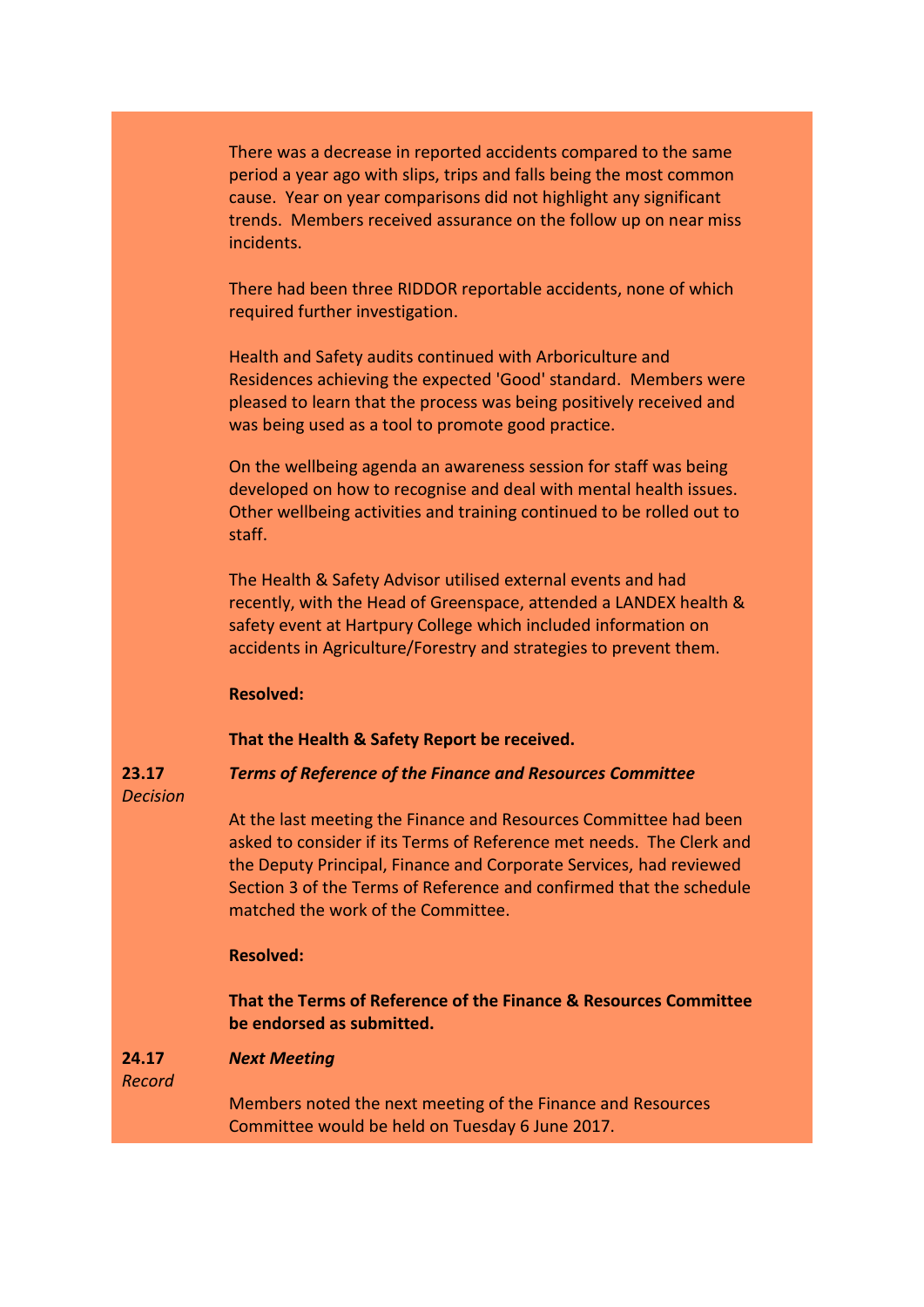There was a decrease in reported accidents compared to the same period a year ago with slips, trips and falls being the most common cause. Year on year comparisons did not highlight any significant trends. Members received assurance on the follow up on near miss incidents.

There had been three RIDDOR reportable accidents, none of which required further investigation.

Health and Safety audits continued with Arboriculture and Residences achieving the expected 'Good' standard. Members were pleased to learn that the process was being positively received and was being used as a tool to promote good practice.

On the wellbeing agenda an awareness session for staff was being developed on how to recognise and deal with mental health issues. Other wellbeing activities and training continued to be rolled out to staff.

The Health & Safety Advisor utilised external events and had recently, with the Head of Greenspace, attended a LANDEX health & safety event at Hartpury College which included information on accidents in Agriculture/Forestry and strategies to prevent them.

**Resolved:**

**That the Health & Safety Report be received.**

**23.17** *Decision*

***Terms of Reference of the Finance and Resources Committee***

At the last meeting the Finance and Resources Committee had been asked to consider if its Terms of Reference met needs. The Clerk and the Deputy Principal, Finance and Corporate Services, had reviewed Section 3 of the Terms of Reference and confirmed that the schedule matched the work of the Committee.

**Resolved:**

**That the Terms of Reference of the Finance & Resources Committee be endorsed as submitted.**

**24.17** *Record*

***Next Meeting***

Members noted the next meeting of the Finance and Resources Committee would be held on Tuesday 6 June 2017.